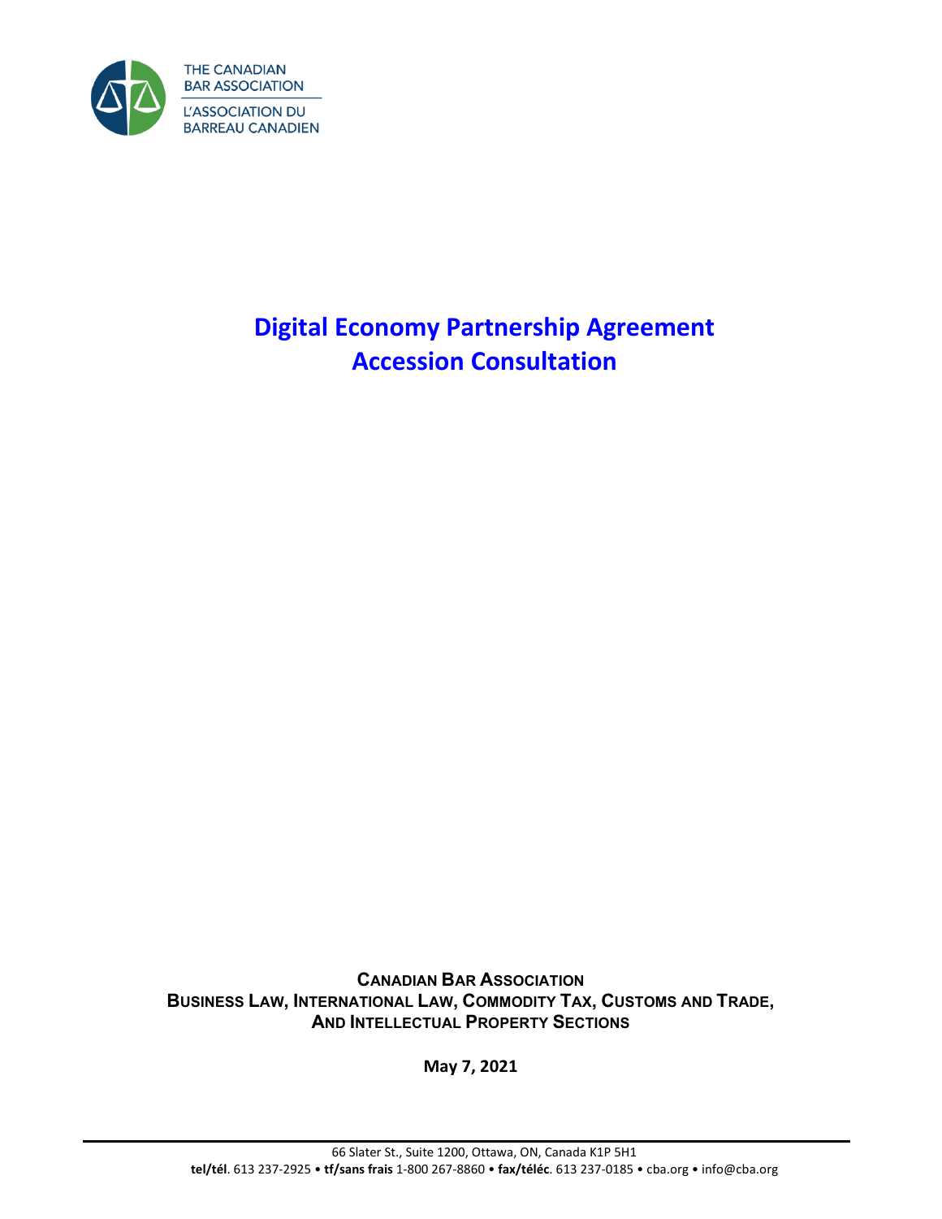THE CANADIAN BAR ASSOCIATION

L'ASSOCIATION DU BARREAU CANADIEN

# Digital Economy Partnership Agreement Accession Consultation

**CANADIAN BAR ASSOCIATION**
**BUSINESS LAW, INTERNATIONAL LAW, COMMODITY TAX, CUSTOMS AND TRADE, AND INTELLECTUAL PROPERTY SECTIONS**

**May 7, 2021**

66 Slater St., Suite 1200, Ottawa, ON, Canada K1P 5H1
**tel/tél**. 613 237-2925 • **tf/sans frais** 1-800 267-8860 • **fax/téléc**. 613 237-0185 • cba.org • info@cba.org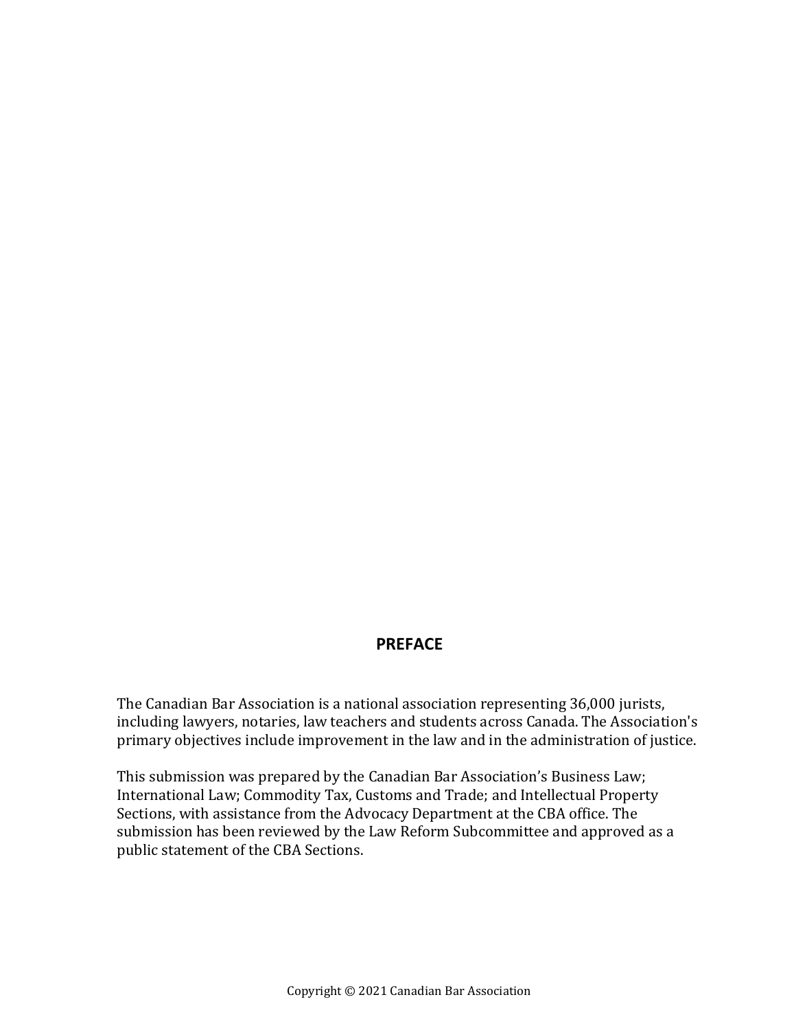# PREFACE

The Canadian Bar Association is a national association representing 36,000 jurists, including lawyers, notaries, law teachers and students across Canada. The Association's primary objectives include improvement in the law and in the administration of justice.

This submission was prepared by the Canadian Bar Association's Business Law; International Law; Commodity Tax, Customs and Trade; and Intellectual Property Sections, with assistance from the Advocacy Department at the CBA office. The submission has been reviewed by the Law Reform Subcommittee and approved as a public statement of the CBA Sections.

Copyright © 2021 Canadian Bar Association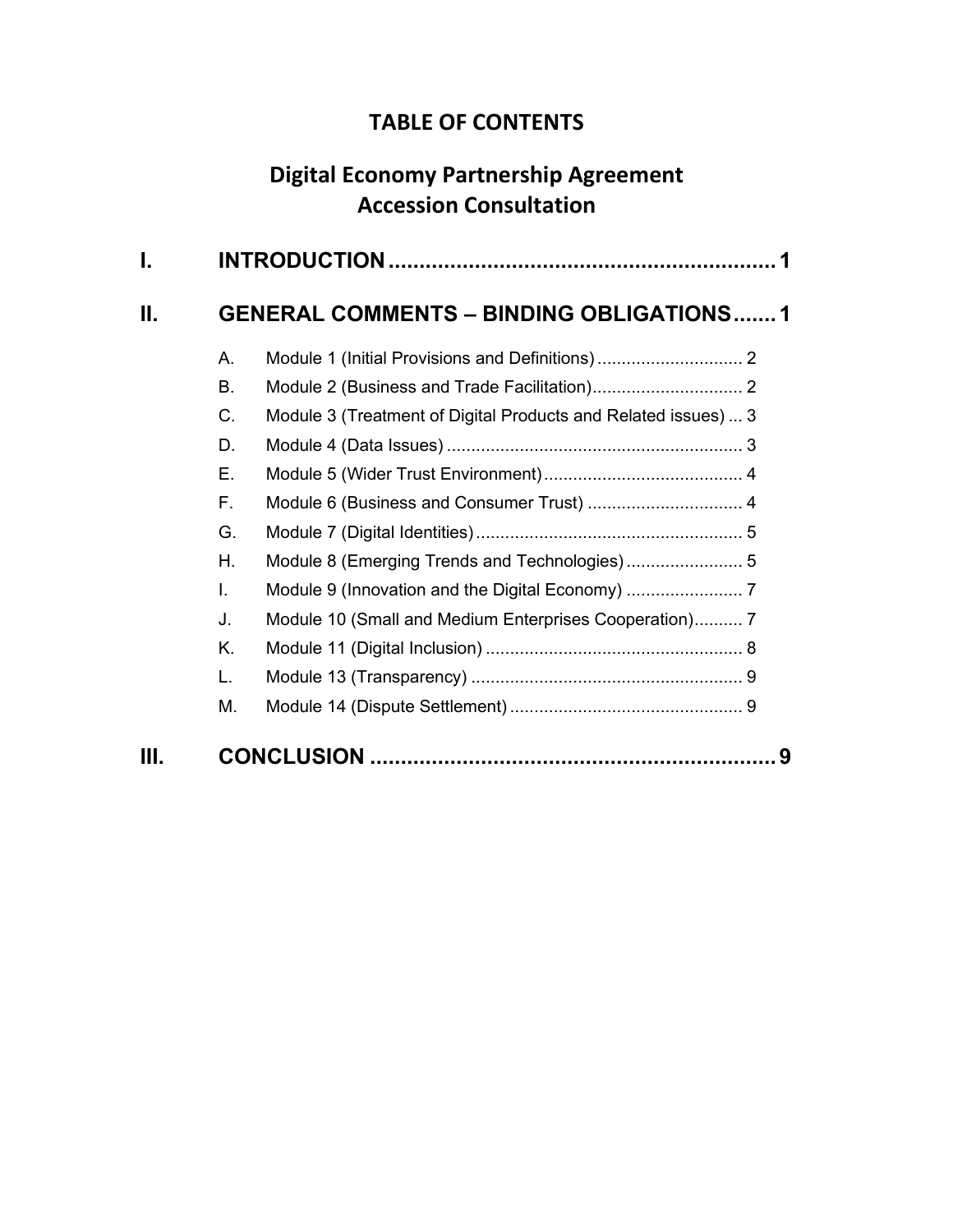# TABLE OF CONTENTS

## Digital Economy Partnership Agreement
## Accession Consultation

**I. INTRODUCTION .............................................................. 1**

**II. GENERAL COMMENTS – BINDING OBLIGATIONS ....... 1**

- A. Module 1 (Initial Provisions and Definitions) .............................. 2
- B. Module 2 (Business and Trade Facilitation)............................... 2
- C. Module 3 (Treatment of Digital Products and Related issues) ... 3
- D. Module 4 (Data Issues) ............................................................ 3
- E. Module 5 (Wider Trust Environment)......................................... 4
- F. Module 6 (Business and Consumer Trust) ................................ 4
- G. Module 7 (Digital Identities)....................................................... 5
- H. Module 8 (Emerging Trends and Technologies)........................ 5
- I. Module 9 (Innovation and the Digital Economy) ........................ 7
- J. Module 10 (Small and Medium Enterprises Cooperation).......... 7
- K. Module 11 (Digital Inclusion) .................................................... 8
- L. Module 13 (Transparency) ........................................................ 9
- M. Module 14 (Dispute Settlement) ................................................ 9

**III. CONCLUSION ................................................................. 9**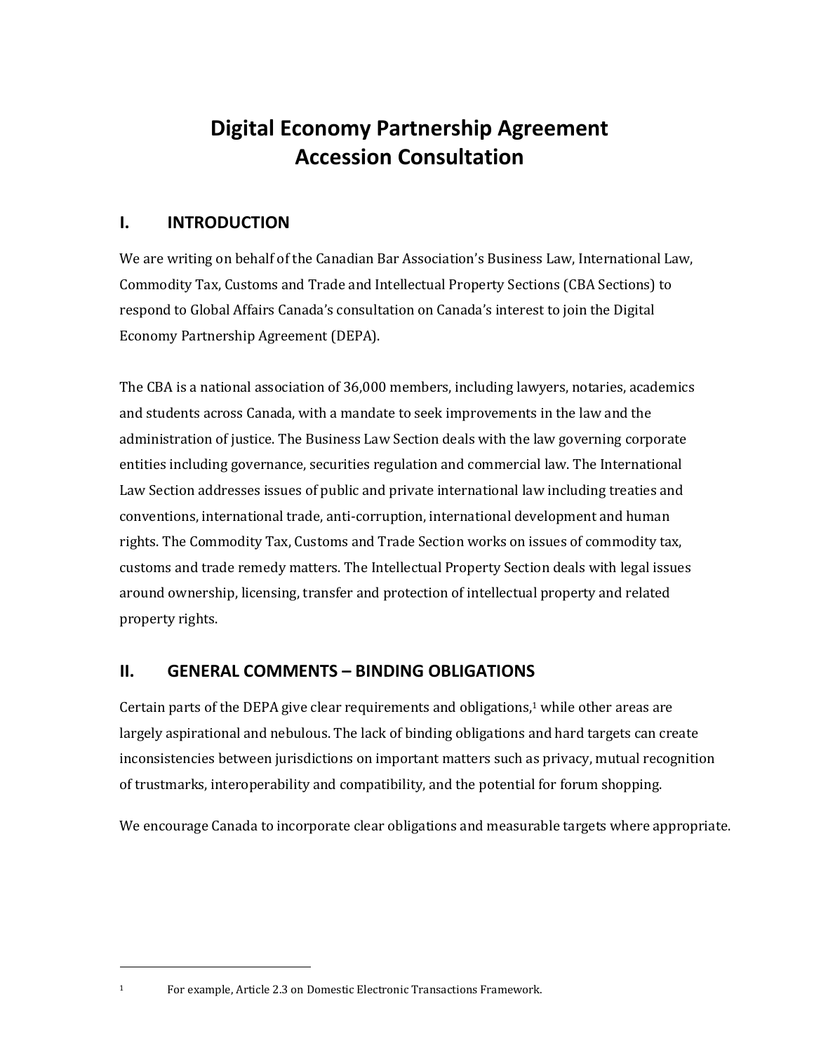# Digital Economy Partnership Agreement Accession Consultation

## I. INTRODUCTION

We are writing on behalf of the Canadian Bar Association's Business Law, International Law, Commodity Tax, Customs and Trade and Intellectual Property Sections (CBA Sections) to respond to Global Affairs Canada's consultation on Canada's interest to join the Digital Economy Partnership Agreement (DEPA).

The CBA is a national association of 36,000 members, including lawyers, notaries, academics and students across Canada, with a mandate to seek improvements in the law and the administration of justice. The Business Law Section deals with the law governing corporate entities including governance, securities regulation and commercial law. The International Law Section addresses issues of public and private international law including treaties and conventions, international trade, anti-corruption, international development and human rights. The Commodity Tax, Customs and Trade Section works on issues of commodity tax, customs and trade remedy matters. The Intellectual Property Section deals with legal issues around ownership, licensing, transfer and protection of intellectual property and related property rights.

## II. GENERAL COMMENTS – BINDING OBLIGATIONS

Certain parts of the DEPA give clear requirements and obligations,[1] while other areas are largely aspirational and nebulous. The lack of binding obligations and hard targets can create inconsistencies between jurisdictions on important matters such as privacy, mutual recognition of trustmarks, interoperability and compatibility, and the potential for forum shopping.

We encourage Canada to incorporate clear obligations and measurable targets where appropriate.

---

[1] For example, Article 2.3 on Domestic Electronic Transactions Framework.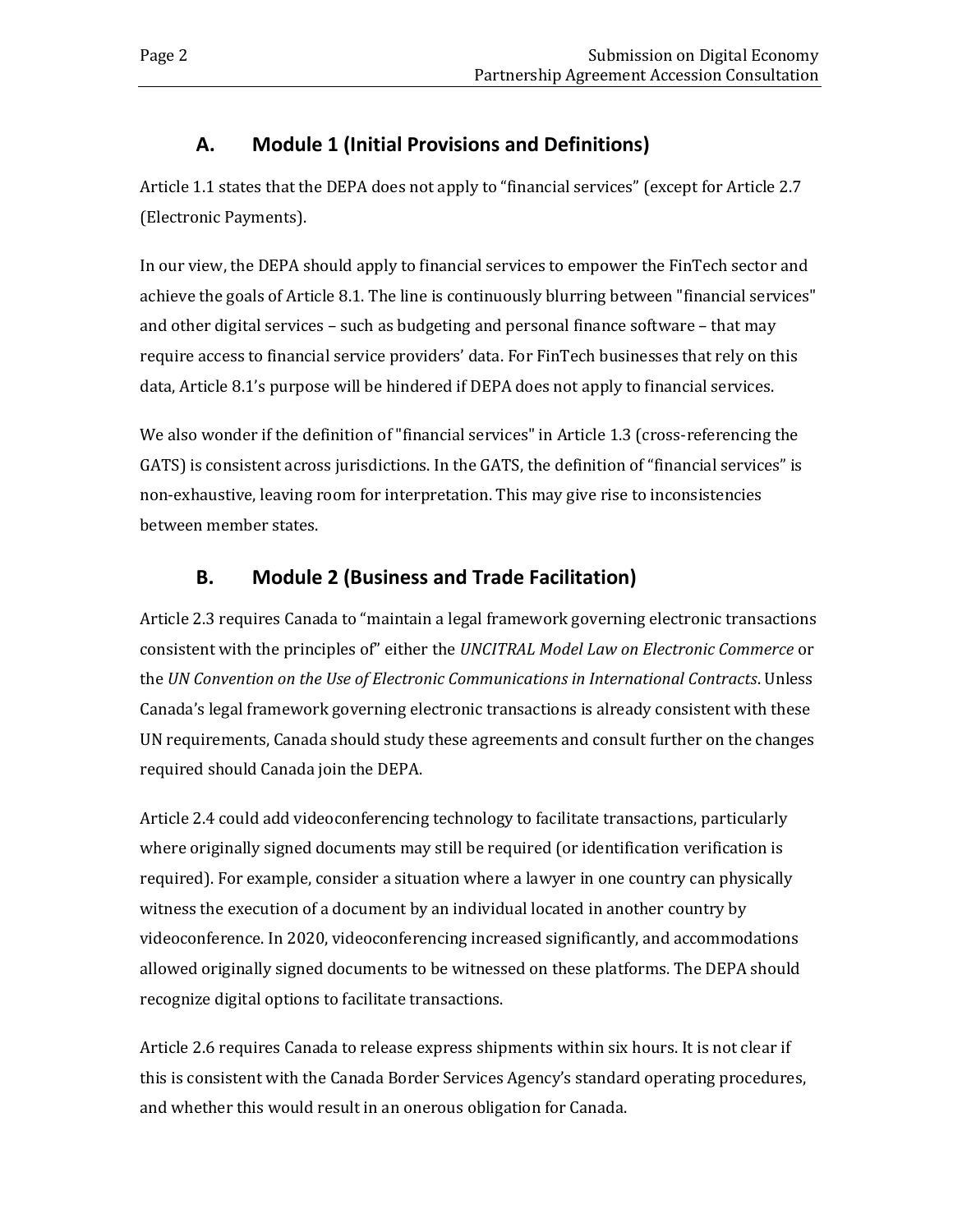## A. Module 1 (Initial Provisions and Definitions)

Article 1.1 states that the DEPA does not apply to "financial services" (except for Article 2.7 (Electronic Payments).

In our view, the DEPA should apply to financial services to empower the FinTech sector and achieve the goals of Article 8.1. The line is continuously blurring between "financial services" and other digital services – such as budgeting and personal finance software – that may require access to financial service providers' data. For FinTech businesses that rely on this data, Article 8.1's purpose will be hindered if DEPA does not apply to financial services.

We also wonder if the definition of "financial services" in Article 1.3 (cross-referencing the GATS) is consistent across jurisdictions. In the GATS, the definition of "financial services" is non-exhaustive, leaving room for interpretation. This may give rise to inconsistencies between member states.

## B. Module 2 (Business and Trade Facilitation)

Article 2.3 requires Canada to "maintain a legal framework governing electronic transactions consistent with the principles of" either the *UNCITRAL Model Law on Electronic Commerce* or the *UN Convention on the Use of Electronic Communications in International Contracts*. Unless Canada's legal framework governing electronic transactions is already consistent with these UN requirements, Canada should study these agreements and consult further on the changes required should Canada join the DEPA.

Article 2.4 could add videoconferencing technology to facilitate transactions, particularly where originally signed documents may still be required (or identification verification is required). For example, consider a situation where a lawyer in one country can physically witness the execution of a document by an individual located in another country by videoconference. In 2020, videoconferencing increased significantly, and accommodations allowed originally signed documents to be witnessed on these platforms. The DEPA should recognize digital options to facilitate transactions.

Article 2.6 requires Canada to release express shipments within six hours. It is not clear if this is consistent with the Canada Border Services Agency's standard operating procedures, and whether this would result in an onerous obligation for Canada.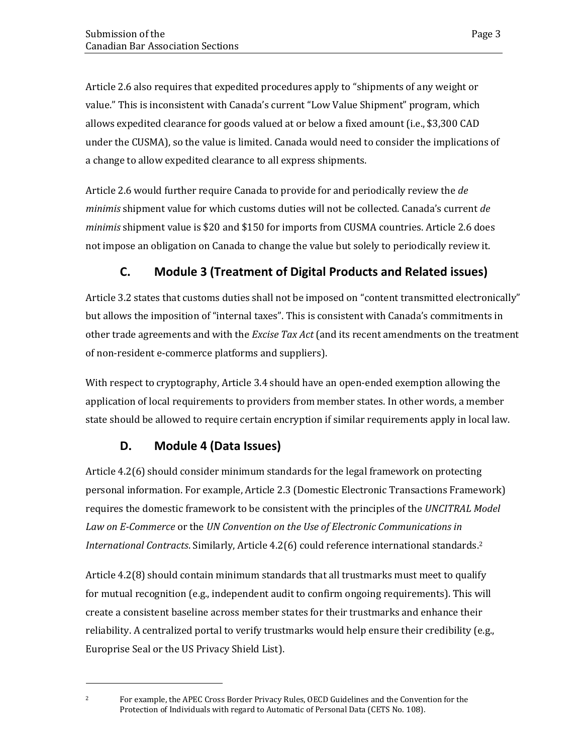Article 2.6 also requires that expedited procedures apply to "shipments of any weight or value." This is inconsistent with Canada's current "Low Value Shipment" program, which allows expedited clearance for goods valued at or below a fixed amount (i.e., $3,300 CAD under the CUSMA), so the value is limited. Canada would need to consider the implications of a change to allow expedited clearance to all express shipments.

Article 2.6 would further require Canada to provide for and periodically review the *de minimis* shipment value for which customs duties will not be collected. Canada's current *de minimis* shipment value is $20 and $150 for imports from CUSMA countries. Article 2.6 does not impose an obligation on Canada to change the value but solely to periodically review it.

## C. Module 3 (Treatment of Digital Products and Related issues)

Article 3.2 states that customs duties shall not be imposed on "content transmitted electronically" but allows the imposition of "internal taxes". This is consistent with Canada's commitments in other trade agreements and with the *Excise Tax Act* (and its recent amendments on the treatment of non-resident e-commerce platforms and suppliers).

With respect to cryptography, Article 3.4 should have an open-ended exemption allowing the application of local requirements to providers from member states. In other words, a member state should be allowed to require certain encryption if similar requirements apply in local law.

## D. Module 4 (Data Issues)

Article 4.2(6) should consider minimum standards for the legal framework on protecting personal information. For example, Article 2.3 (Domestic Electronic Transactions Framework) requires the domestic framework to be consistent with the principles of the *UNCITRAL Model Law on E-Commerce* or the *UN Convention on the Use of Electronic Communications in International Contracts*. Similarly, Article 4.2(6) could reference international standards.[2]

Article 4.2(8) should contain minimum standards that all trustmarks must meet to qualify for mutual recognition (e.g., independent audit to confirm ongoing requirements). This will create a consistent baseline across member states for their trustmarks and enhance their reliability. A centralized portal to verify trustmarks would help ensure their credibility (e.g., Europrise Seal or the US Privacy Shield List).

---

[2] For example, the APEC Cross Border Privacy Rules, OECD Guidelines and the Convention for the Protection of Individuals with regard to Automatic of Personal Data (CETS No. 108).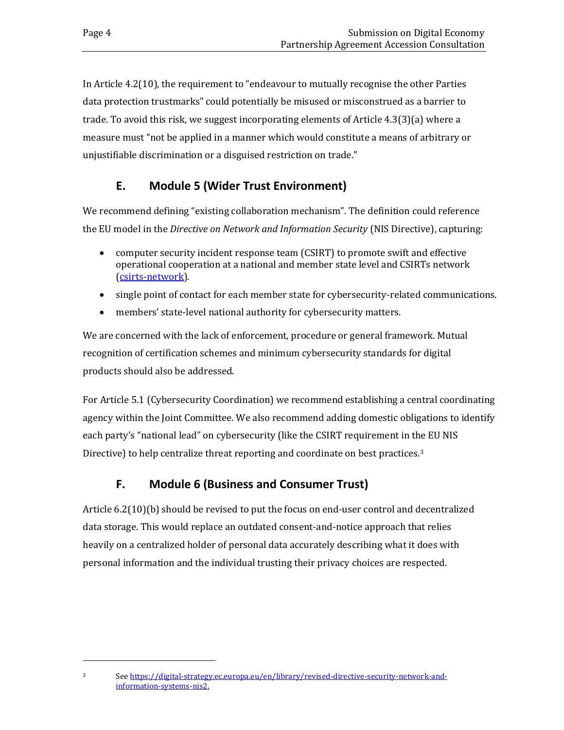In Article 4.2(10), the requirement to "endeavour to mutually recognise the other Parties data protection trustmarks" could potentially be misused or misconstrued as a barrier to trade. To avoid this risk, we suggest incorporating elements of Article 4.3(3)(a) where a measure must "not be applied in a manner which would constitute a means of arbitrary or unjustifiable discrimination or a disguised restriction on trade."

## E. Module 5 (Wider Trust Environment)

We recommend defining "existing collaboration mechanism". The definition could reference the EU model in the *Directive on Network and Information Security* (NIS Directive), capturing:

- computer security incident response team (CSIRT) to promote swift and effective operational cooperation at a national and member state level and CSIRTs network ([csirts-network](csirts-network)).
- single point of contact for each member state for cybersecurity-related communications.
- members' state-level national authority for cybersecurity matters.

We are concerned with the lack of enforcement, procedure or general framework. Mutual recognition of certification schemes and minimum cybersecurity standards for digital products should also be addressed.

For Article 5.1 (Cybersecurity Coordination) we recommend establishing a central coordinating agency within the Joint Committee. We also recommend adding domestic obligations to identify each party's "national lead" on cybersecurity (like the CSIRT requirement in the EU NIS Directive) to help centralize threat reporting and coordinate on best practices.[3]

## F. Module 6 (Business and Consumer Trust)

Article 6.2(10)(b) should be revised to put the focus on end-user control and decentralized data storage. This would replace an outdated consent-and-notice approach that relies heavily on a centralized holder of personal data accurately describing what it does with personal information and the individual trusting their privacy choices are respected.

---

[3] See https://digital-strategy.ec.europa.eu/en/library/revised-directive-security-network-and-information-systems-nis2.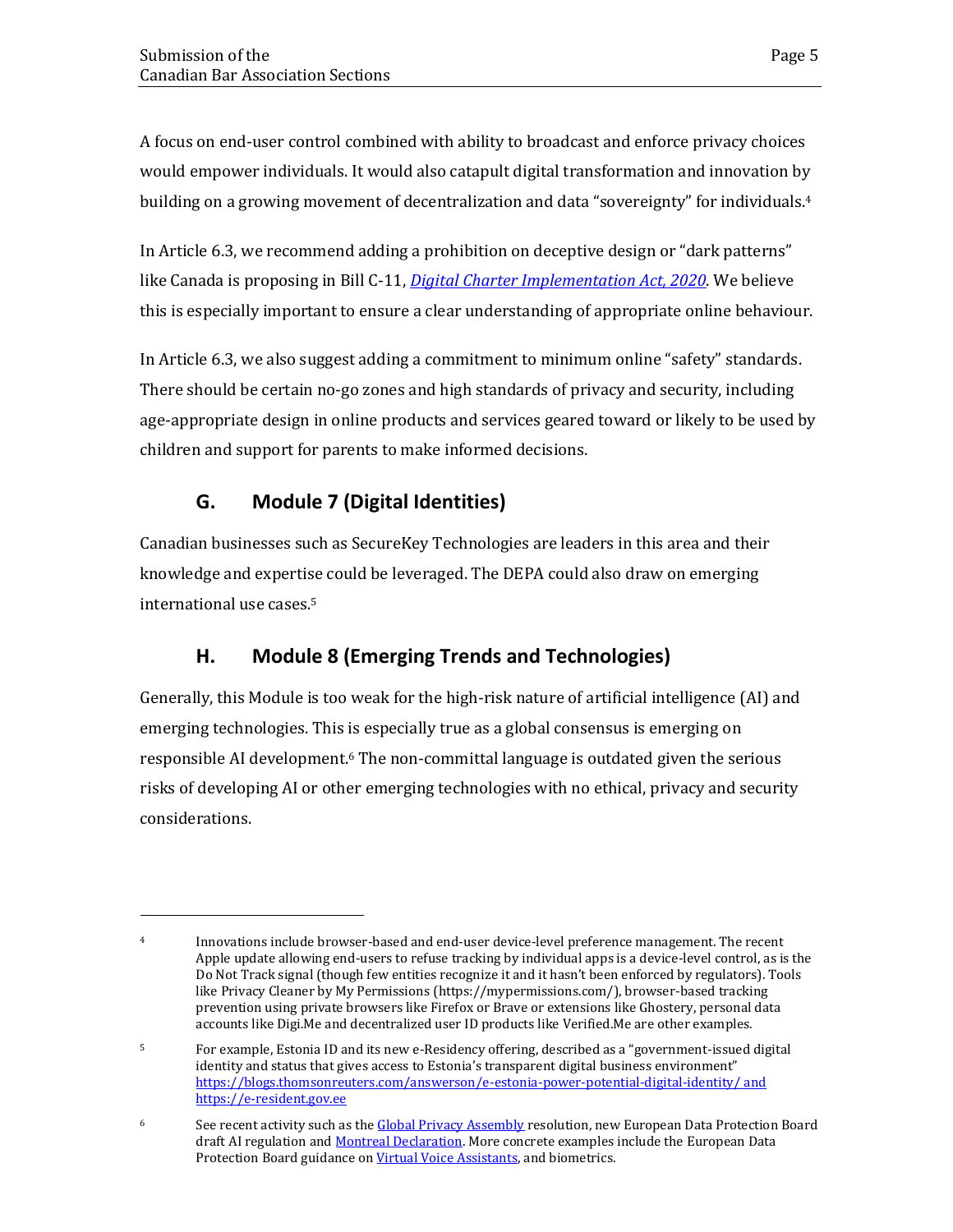A focus on end-user control combined with ability to broadcast and enforce privacy choices would empower individuals. It would also catapult digital transformation and innovation by building on a growing movement of decentralization and data "sovereignty" for individuals.[4]

In Article 6.3, we recommend adding a prohibition on deceptive design or "dark patterns" like Canada is proposing in Bill C-11, *Digital Charter Implementation Act, 2020*. We believe this is especially important to ensure a clear understanding of appropriate online behaviour.

In Article 6.3, we also suggest adding a commitment to minimum online "safety" standards. There should be certain no-go zones and high standards of privacy and security, including age-appropriate design in online products and services geared toward or likely to be used by children and support for parents to make informed decisions.

## G. Module 7 (Digital Identities)

Canadian businesses such as SecureKey Technologies are leaders in this area and their knowledge and expertise could be leveraged. The DEPA could also draw on emerging international use cases.[5]

## H. Module 8 (Emerging Trends and Technologies)

Generally, this Module is too weak for the high-risk nature of artificial intelligence (AI) and emerging technologies. This is especially true as a global consensus is emerging on responsible AI development.[6] The non-committal language is outdated given the serious risks of developing AI or other emerging technologies with no ethical, privacy and security considerations.

---

[4] Innovations include browser-based and end-user device-level preference management. The recent Apple update allowing end-users to refuse tracking by individual apps is a device-level control, as is the Do Not Track signal (though few entities recognize it and it hasn't been enforced by regulators). Tools like Privacy Cleaner by My Permissions (https://mypermissions.com/), browser-based tracking prevention using private browsers like Firefox or Brave or extensions like Ghostery, personal data accounts like Digi.Me and decentralized user ID products like Verified.Me are other examples.

[5] For example, Estonia ID and its new e-Residency offering, described as a "government-issued digital identity and status that gives access to Estonia's transparent digital business environment" https://blogs.thomsonreuters.com/answerson/e-estonia-power-potential-digital-identity/ and https://e-resident.gov.ee

[6] See recent activity such as the Global Privacy Assembly resolution, new European Data Protection Board draft AI regulation and Montreal Declaration. More concrete examples include the European Data Protection Board guidance on Virtual Voice Assistants, and biometrics.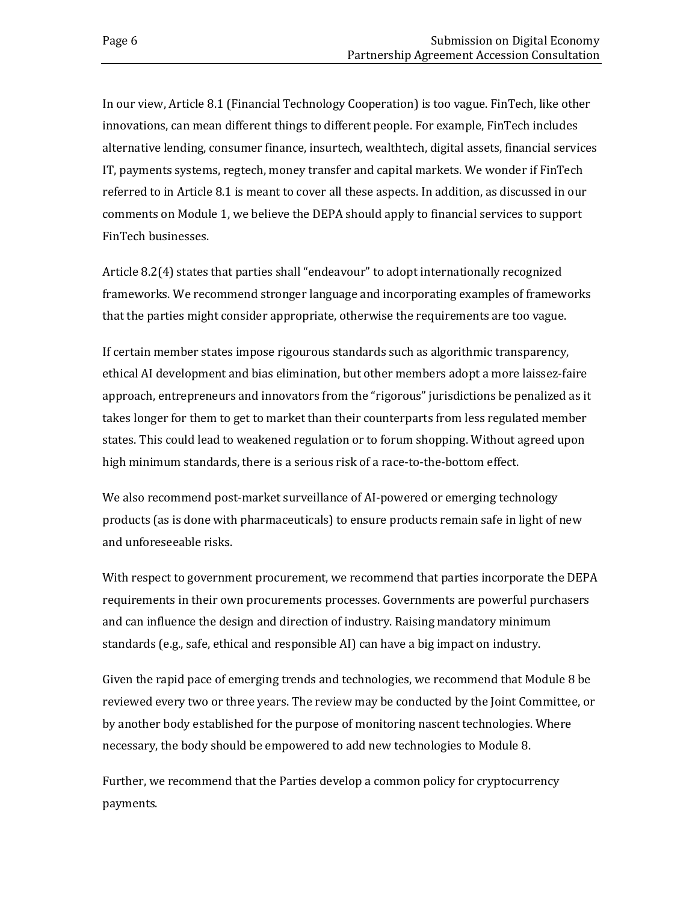In our view, Article 8.1 (Financial Technology Cooperation) is too vague. FinTech, like other innovations, can mean different things to different people. For example, FinTech includes alternative lending, consumer finance, insurtech, wealthtech, digital assets, financial services IT, payments systems, regtech, money transfer and capital markets. We wonder if FinTech referred to in Article 8.1 is meant to cover all these aspects. In addition, as discussed in our comments on Module 1, we believe the DEPA should apply to financial services to support FinTech businesses.

Article 8.2(4) states that parties shall "endeavour" to adopt internationally recognized frameworks. We recommend stronger language and incorporating examples of frameworks that the parties might consider appropriate, otherwise the requirements are too vague.

If certain member states impose rigourous standards such as algorithmic transparency, ethical AI development and bias elimination, but other members adopt a more laissez-faire approach, entrepreneurs and innovators from the "rigorous" jurisdictions be penalized as it takes longer for them to get to market than their counterparts from less regulated member states. This could lead to weakened regulation or to forum shopping. Without agreed upon high minimum standards, there is a serious risk of a race-to-the-bottom effect.

We also recommend post-market surveillance of AI-powered or emerging technology products (as is done with pharmaceuticals) to ensure products remain safe in light of new and unforeseeable risks.

With respect to government procurement, we recommend that parties incorporate the DEPA requirements in their own procurements processes. Governments are powerful purchasers and can influence the design and direction of industry. Raising mandatory minimum standards (e.g., safe, ethical and responsible AI) can have a big impact on industry.

Given the rapid pace of emerging trends and technologies, we recommend that Module 8 be reviewed every two or three years. The review may be conducted by the Joint Committee, or by another body established for the purpose of monitoring nascent technologies. Where necessary, the body should be empowered to add new technologies to Module 8.

Further, we recommend that the Parties develop a common policy for cryptocurrency payments.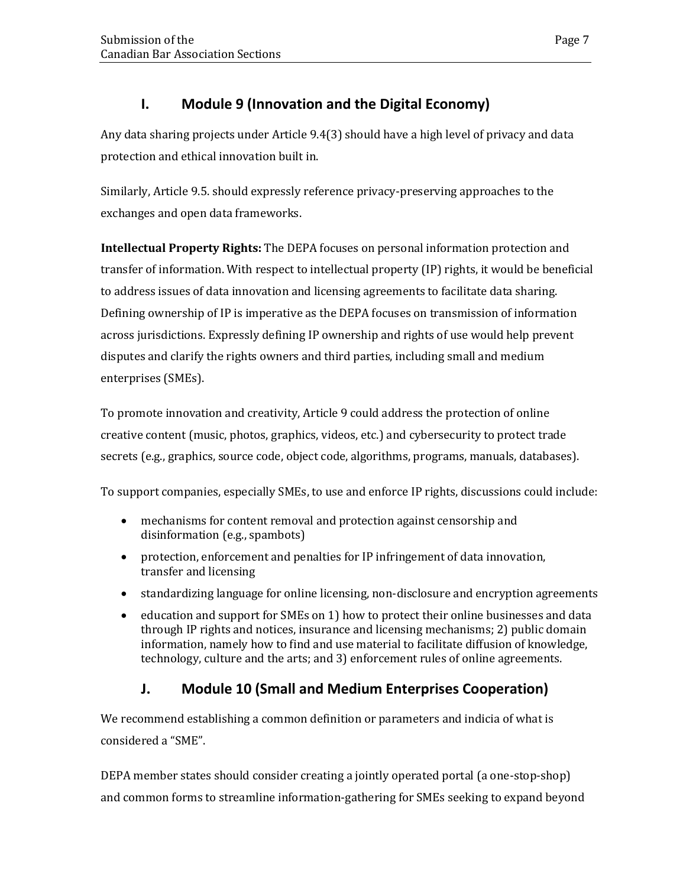## I. Module 9 (Innovation and the Digital Economy)

Any data sharing projects under Article 9.4(3) should have a high level of privacy and data protection and ethical innovation built in.

Similarly, Article 9.5. should expressly reference privacy-preserving approaches to the exchanges and open data frameworks.

**Intellectual Property Rights:** The DEPA focuses on personal information protection and transfer of information. With respect to intellectual property (IP) rights, it would be beneficial to address issues of data innovation and licensing agreements to facilitate data sharing. Defining ownership of IP is imperative as the DEPA focuses on transmission of information across jurisdictions. Expressly defining IP ownership and rights of use would help prevent disputes and clarify the rights owners and third parties, including small and medium enterprises (SMEs).

To promote innovation and creativity, Article 9 could address the protection of online creative content (music, photos, graphics, videos, etc.) and cybersecurity to protect trade secrets (e.g., graphics, source code, object code, algorithms, programs, manuals, databases).

To support companies, especially SMEs, to use and enforce IP rights, discussions could include:

- mechanisms for content removal and protection against censorship and disinformation (e.g., spambots)
- protection, enforcement and penalties for IP infringement of data innovation, transfer and licensing
- standardizing language for online licensing, non-disclosure and encryption agreements
- education and support for SMEs on 1) how to protect their online businesses and data through IP rights and notices, insurance and licensing mechanisms; 2) public domain information, namely how to find and use material to facilitate diffusion of knowledge, technology, culture and the arts; and 3) enforcement rules of online agreements.

## J. Module 10 (Small and Medium Enterprises Cooperation)

We recommend establishing a common definition or parameters and indicia of what is considered a "SME".

DEPA member states should consider creating a jointly operated portal (a one-stop-shop) and common forms to streamline information-gathering for SMEs seeking to expand beyond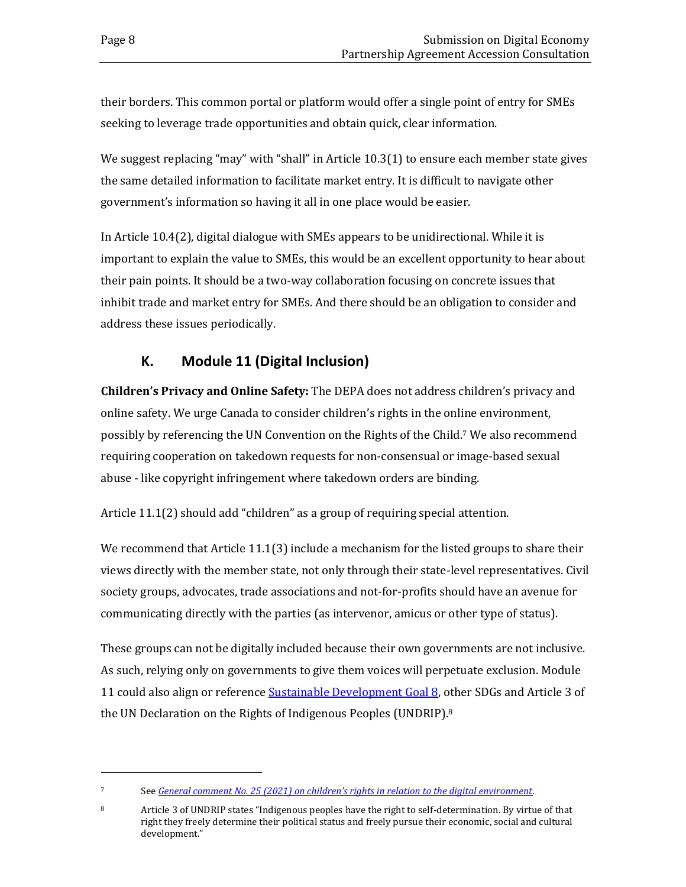their borders. This common portal or platform would offer a single point of entry for SMEs seeking to leverage trade opportunities and obtain quick, clear information.

We suggest replacing "may" with "shall" in Article 10.3(1) to ensure each member state gives the same detailed information to facilitate market entry. It is difficult to navigate other government's information so having it all in one place would be easier.

In Article 10.4(2), digital dialogue with SMEs appears to be unidirectional. While it is important to explain the value to SMEs, this would be an excellent opportunity to hear about their pain points. It should be a two-way collaboration focusing on concrete issues that inhibit trade and market entry for SMEs. And there should be an obligation to consider and address these issues periodically.

## K. Module 11 (Digital Inclusion)

**Children's Privacy and Online Safety:** The DEPA does not address children's privacy and online safety. We urge Canada to consider children's rights in the online environment, possibly by referencing the UN Convention on the Rights of the Child.[7] We also recommend requiring cooperation on takedown requests for non-consensual or image-based sexual abuse - like copyright infringement where takedown orders are binding.

Article 11.1(2) should add "children" as a group of requiring special attention.

We recommend that Article 11.1(3) include a mechanism for the listed groups to share their views directly with the member state, not only through their state-level representatives. Civil society groups, advocates, trade associations and not-for-profits should have an avenue for communicating directly with the parties (as intervenor, amicus or other type of status).

These groups can not be digitally included because their own governments are not inclusive. As such, relying only on governments to give them voices will perpetuate exclusion. Module 11 could also align or reference Sustainable Development Goal 8, other SDGs and Article 3 of the UN Declaration on the Rights of Indigenous Peoples (UNDRIP).[8]

---

[7] See *General comment No. 25 (2021) on children's rights in relation to the digital environment*.

[8] Article 3 of UNDRIP states "Indigenous peoples have the right to self-determination. By virtue of that right they freely determine their political status and freely pursue their economic, social and cultural development."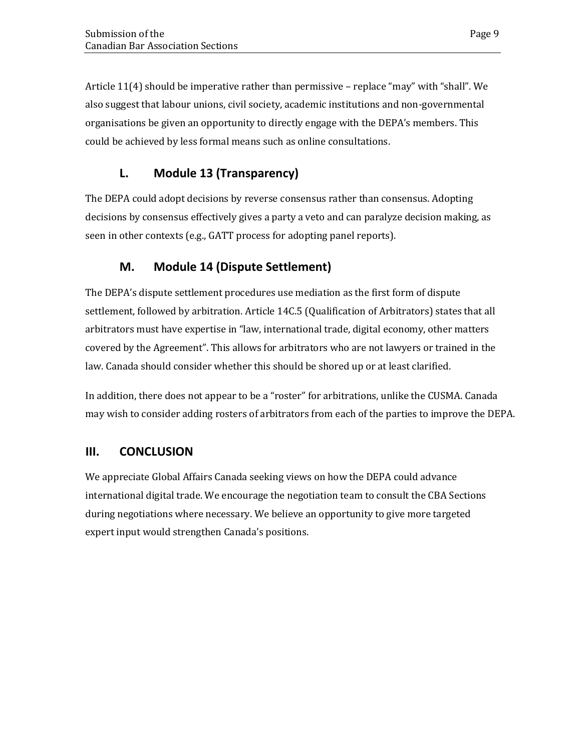Article 11(4) should be imperative rather than permissive – replace "may" with "shall". We also suggest that labour unions, civil society, academic institutions and non-governmental organisations be given an opportunity to directly engage with the DEPA's members. This could be achieved by less formal means such as online consultations.

### L. Module 13 (Transparency)

The DEPA could adopt decisions by reverse consensus rather than consensus. Adopting decisions by consensus effectively gives a party a veto and can paralyze decision making, as seen in other contexts (e.g., GATT process for adopting panel reports).

### M. Module 14 (Dispute Settlement)

The DEPA's dispute settlement procedures use mediation as the first form of dispute settlement, followed by arbitration. Article 14C.5 (Qualification of Arbitrators) states that all arbitrators must have expertise in "law, international trade, digital economy, other matters covered by the Agreement". This allows for arbitrators who are not lawyers or trained in the law. Canada should consider whether this should be shored up or at least clarified.

In addition, there does not appear to be a "roster" for arbitrations, unlike the CUSMA. Canada may wish to consider adding rosters of arbitrators from each of the parties to improve the DEPA.

## III. CONCLUSION

We appreciate Global Affairs Canada seeking views on how the DEPA could advance international digital trade. We encourage the negotiation team to consult the CBA Sections during negotiations where necessary. We believe an opportunity to give more targeted expert input would strengthen Canada's positions.